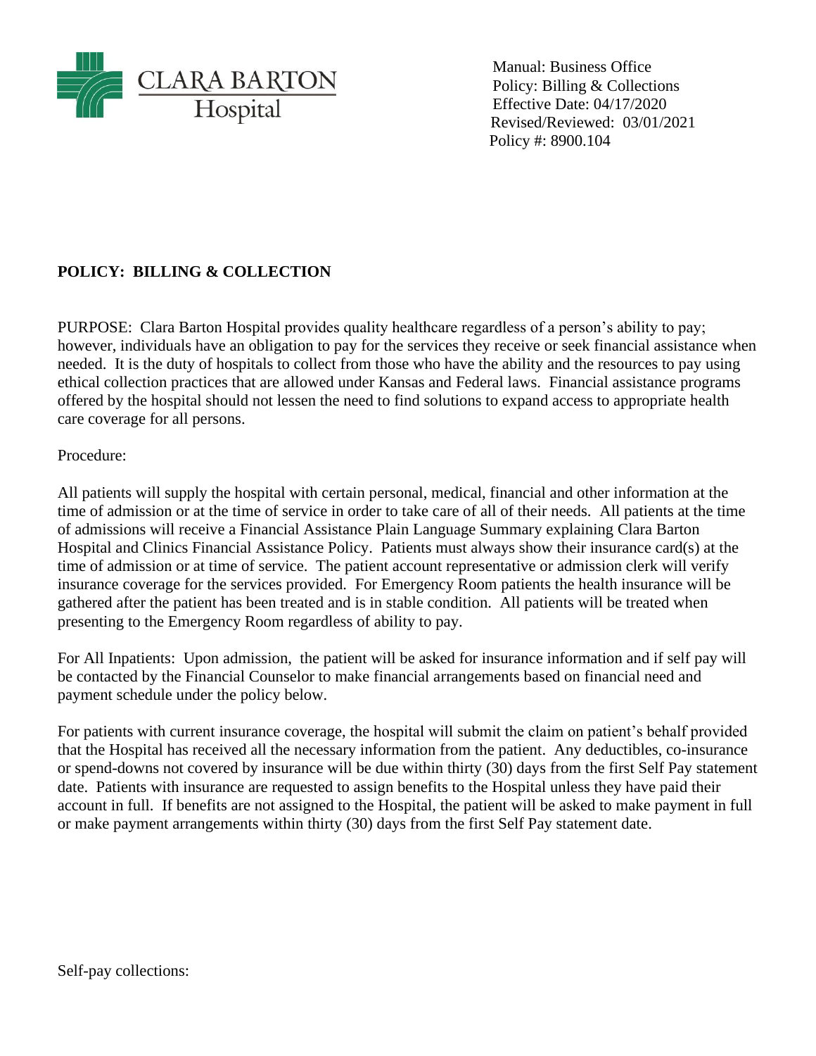Manual: Business Office
Policy: Billing & Collections
Effective Date: 04/17/2020
Revised/Reviewed: 03/01/2021
Policy #: 8900.104

**POLICY: BILLING & COLLECTION**

PURPOSE: Clara Barton Hospital provides quality healthcare regardless of a person's ability to pay; however, individuals have an obligation to pay for the services they receive or seek financial assistance when needed. It is the duty of hospitals to collect from those who have the ability and the resources to pay using ethical collection practices that are allowed under Kansas and Federal laws. Financial assistance programs offered by the hospital should not lessen the need to find solutions to expand access to appropriate health care coverage for all persons.

Procedure:

All patients will supply the hospital with certain personal, medical, financial and other information at the time of admission or at the time of service in order to take care of all of their needs. All patients at the time of admissions will receive a Financial Assistance Plain Language Summary explaining Clara Barton Hospital and Clinics Financial Assistance Policy. Patients must always show their insurance card(s) at the time of admission or at time of service. The patient account representative or admission clerk will verify insurance coverage for the services provided. For Emergency Room patients the health insurance will be gathered after the patient has been treated and is in stable condition. All patients will be treated when presenting to the Emergency Room regardless of ability to pay.

For All Inpatients: Upon admission, the patient will be asked for insurance information and if self pay will be contacted by the Financial Counselor to make financial arrangements based on financial need and payment schedule under the policy below.

For patients with current insurance coverage, the hospital will submit the claim on patient's behalf provided that the Hospital has received all the necessary information from the patient. Any deductibles, co-insurance or spend-downs not covered by insurance will be due within thirty (30) days from the first Self Pay statement date. Patients with insurance are requested to assign benefits to the Hospital unless they have paid their account in full. If benefits are not assigned to the Hospital, the patient will be asked to make payment in full or make payment arrangements within thirty (30) days from the first Self Pay statement date.

Self-pay collections: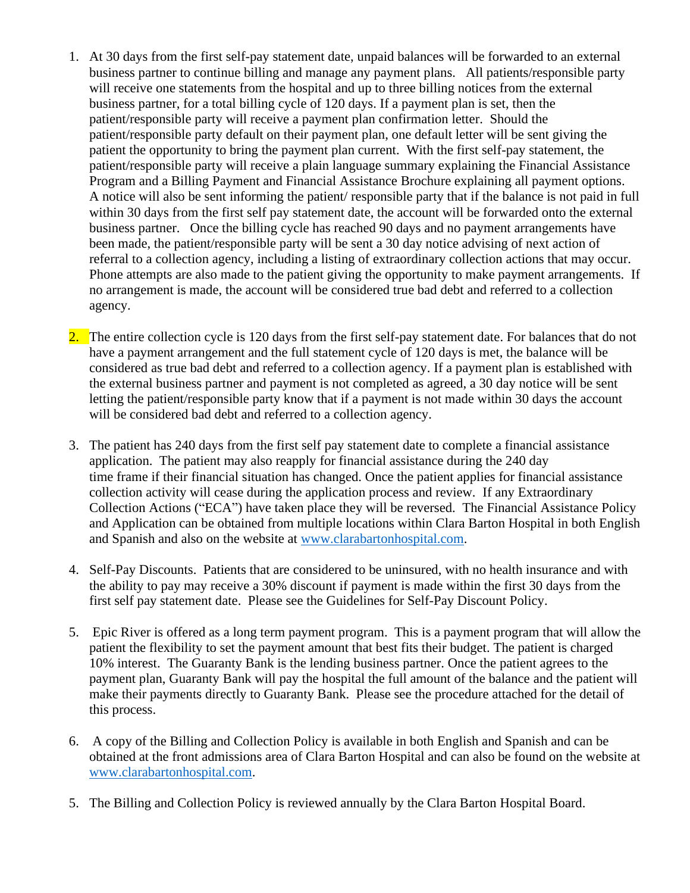1. At 30 days from the first self-pay statement date, unpaid balances will be forwarded to an external business partner to continue billing and manage any payment plans. All patients/responsible party will receive one statements from the hospital and up to three billing notices from the external business partner, for a total billing cycle of 120 days. If a payment plan is set, then the patient/responsible party will receive a payment plan confirmation letter. Should the patient/responsible party default on their payment plan, one default letter will be sent giving the patient the opportunity to bring the payment plan current. With the first self-pay statement, the patient/responsible party will receive a plain language summary explaining the Financial Assistance Program and a Billing Payment and Financial Assistance Brochure explaining all payment options. A notice will also be sent informing the patient/ responsible party that if the balance is not paid in full within 30 days from the first self pay statement date, the account will be forwarded onto the external business partner. Once the billing cycle has reached 90 days and no payment arrangements have been made, the patient/responsible party will be sent a 30 day notice advising of next action of referral to a collection agency, including a listing of extraordinary collection actions that may occur. Phone attempts are also made to the patient giving the opportunity to make payment arrangements. If no arrangement is made, the account will be considered true bad debt and referred to a collection agency.

2. The entire collection cycle is 120 days from the first self-pay statement date. For balances that do not have a payment arrangement and the full statement cycle of 120 days is met, the balance will be considered as true bad debt and referred to a collection agency. If a payment plan is established with the external business partner and payment is not completed as agreed, a 30 day notice will be sent letting the patient/responsible party know that if a payment is not made within 30 days the account will be considered bad debt and referred to a collection agency.

3. The patient has 240 days from the first self pay statement date to complete a financial assistance application. The patient may also reapply for financial assistance during the 240 day time frame if their financial situation has changed. Once the patient applies for financial assistance collection activity will cease during the application process and review. If any Extraordinary Collection Actions ("ECA") have taken place they will be reversed. The Financial Assistance Policy and Application can be obtained from multiple locations within Clara Barton Hospital in both English and Spanish and also on the website at www.clarabartonhospital.com.

4. Self-Pay Discounts. Patients that are considered to be uninsured, with no health insurance and with the ability to pay may receive a 30% discount if payment is made within the first 30 days from the first self pay statement date. Please see the Guidelines for Self-Pay Discount Policy.

5. Epic River is offered as a long term payment program. This is a payment program that will allow the patient the flexibility to set the payment amount that best fits their budget. The patient is charged 10% interest. The Guaranty Bank is the lending business partner. Once the patient agrees to the payment plan, Guaranty Bank will pay the hospital the full amount of the balance and the patient will make their payments directly to Guaranty Bank. Please see the procedure attached for the detail of this process.

6. A copy of the Billing and Collection Policy is available in both English and Spanish and can be obtained at the front admissions area of Clara Barton Hospital and can also be found on the website at www.clarabartonhospital.com.

5. The Billing and Collection Policy is reviewed annually by the Clara Barton Hospital Board.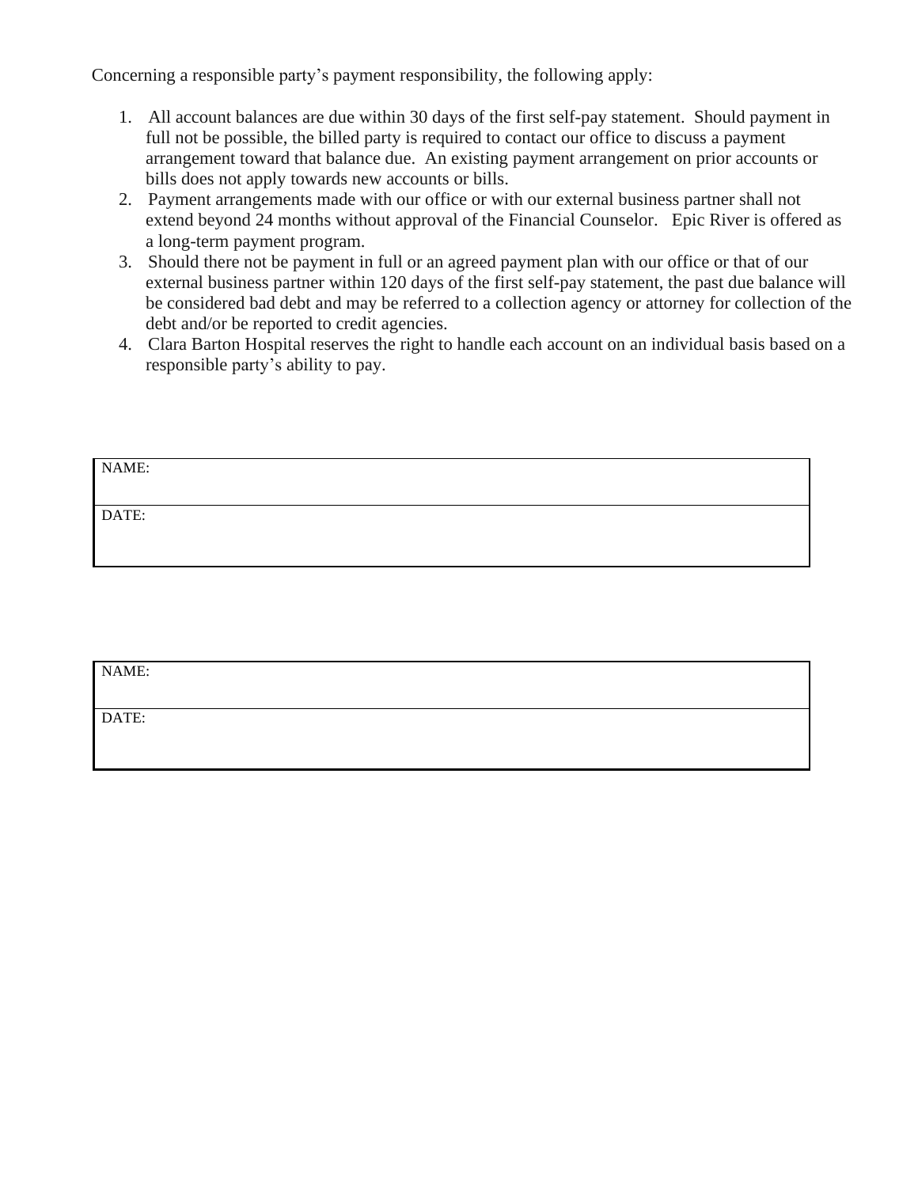Concerning a responsible party's payment responsibility, the following apply:

1. All account balances are due within 30 days of the first self-pay statement. Should payment in full not be possible, the billed party is required to contact our office to discuss a payment arrangement toward that balance due. An existing payment arrangement on prior accounts or bills does not apply towards new accounts or bills.
2. Payment arrangements made with our office or with our external business partner shall not extend beyond 24 months without approval of the Financial Counselor. Epic River is offered as a long-term payment program.
3. Should there not be payment in full or an agreed payment plan with our office or that of our external business partner within 120 days of the first self-pay statement, the past due balance will be considered bad debt and may be referred to a collection agency or attorney for collection of the debt and/or be reported to credit agencies.
4. Clara Barton Hospital reserves the right to handle each account on an individual basis based on a responsible party's ability to pay.

| |
|---|
| NAME: |
| DATE: |

| |
|---|
| NAME: |
| DATE: |